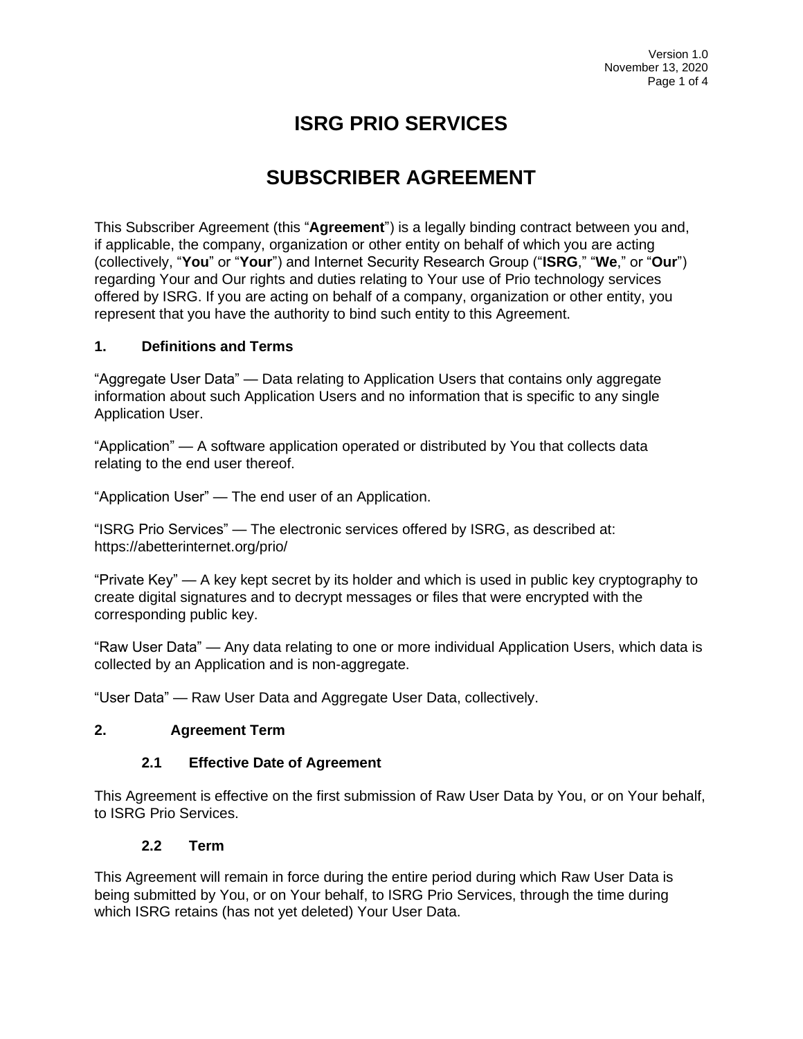# ISRG PRIO SERVICES

# SUBSCRIBER AGREEMENT

This Subscriber Agreement (this "**Agreement**") is a legally binding contract between you and, if applicable, the company, organization or other entity on behalf of which you are acting (collectively, "**You**" or "**Your**") and Internet Security Research Group ("**ISRG**," "**We**," or "**Our**") regarding Your and Our rights and duties relating to Your use of Prio technology services offered by ISRG. If you are acting on behalf of a company, organization or other entity, you represent that you have the authority to bind such entity to this Agreement.

## 1. Definitions and Terms

"Aggregate User Data" — Data relating to Application Users that contains only aggregate information about such Application Users and no information that is specific to any single Application User.

"Application" — A software application operated or distributed by You that collects data relating to the end user thereof.

"Application User" — The end user of an Application.

"ISRG Prio Services" — The electronic services offered by ISRG, as described at: https://abetterinternet.org/prio/

"Private Key" — A key kept secret by its holder and which is used in public key cryptography to create digital signatures and to decrypt messages or files that were encrypted with the corresponding public key.

"Raw User Data" — Any data relating to one or more individual Application Users, which data is collected by an Application and is non-aggregate.

"User Data" — Raw User Data and Aggregate User Data, collectively.

## 2. Agreement Term

### 2.1 Effective Date of Agreement

This Agreement is effective on the first submission of Raw User Data by You, or on Your behalf, to ISRG Prio Services.

### 2.2 Term

This Agreement will remain in force during the entire period during which Raw User Data is being submitted by You, or on Your behalf, to ISRG Prio Services, through the time during which ISRG retains (has not yet deleted) Your User Data.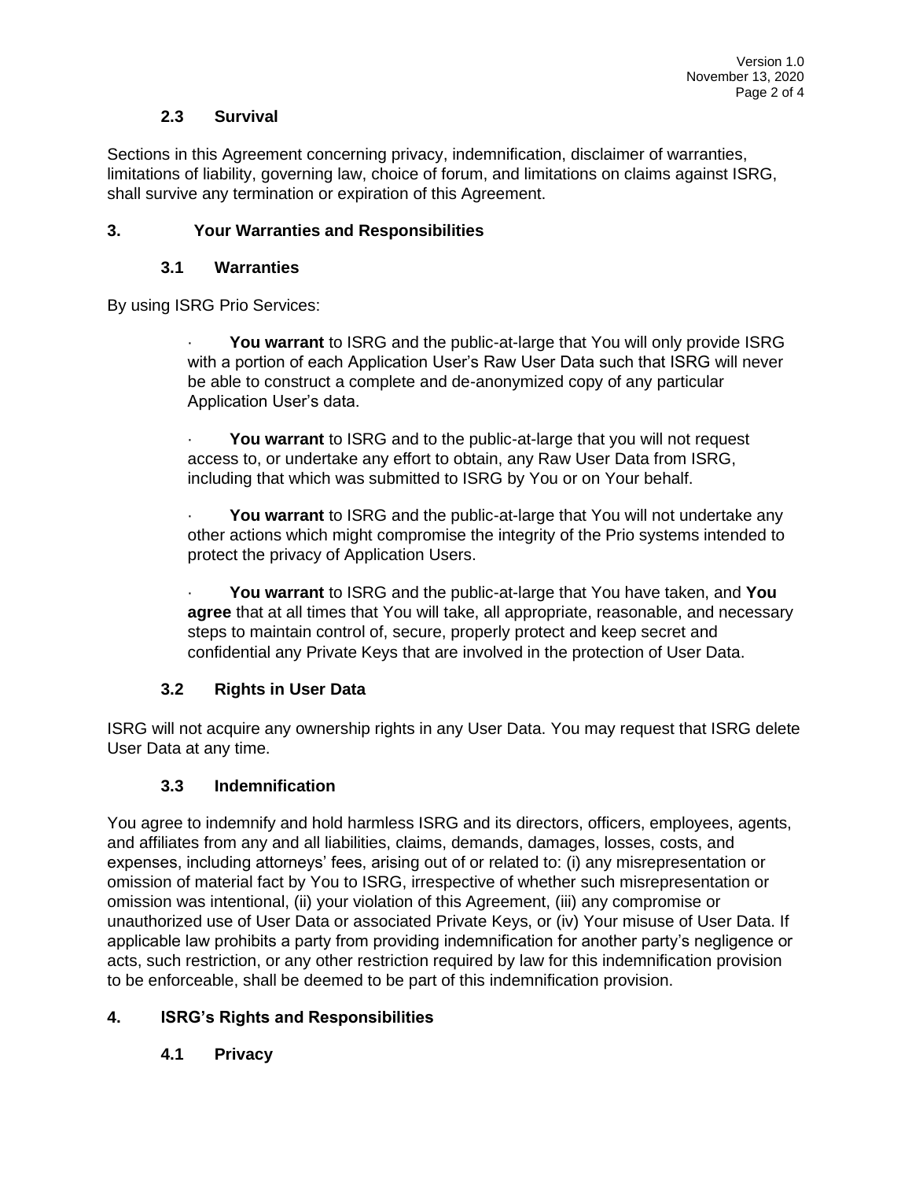### 2.3 Survival

Sections in this Agreement concerning privacy, indemnification, disclaimer of warranties, limitations of liability, governing law, choice of forum, and limitations on claims against ISRG, shall survive any termination or expiration of this Agreement.

## 3. Your Warranties and Responsibilities

### 3.1 Warranties

By using ISRG Prio Services:

- **You warrant** to ISRG and the public-at-large that You will only provide ISRG with a portion of each Application User's Raw User Data such that ISRG will never be able to construct a complete and de-anonymized copy of any particular Application User's data.
- **You warrant** to ISRG and to the public-at-large that you will not request access to, or undertake any effort to obtain, any Raw User Data from ISRG, including that which was submitted to ISRG by You or on Your behalf.
- **You warrant** to ISRG and the public-at-large that You will not undertake any other actions which might compromise the integrity of the Prio systems intended to protect the privacy of Application Users.
- **You warrant** to ISRG and the public-at-large that You have taken, and **You agree** that at all times that You will take, all appropriate, reasonable, and necessary steps to maintain control of, secure, properly protect and keep secret and confidential any Private Keys that are involved in the protection of User Data.

### 3.2 Rights in User Data

ISRG will not acquire any ownership rights in any User Data. You may request that ISRG delete User Data at any time.

### 3.3 Indemnification

You agree to indemnify and hold harmless ISRG and its directors, officers, employees, agents, and affiliates from any and all liabilities, claims, demands, damages, losses, costs, and expenses, including attorneys' fees, arising out of or related to: (i) any misrepresentation or omission of material fact by You to ISRG, irrespective of whether such misrepresentation or omission was intentional, (ii) your violation of this Agreement, (iii) any compromise or unauthorized use of User Data or associated Private Keys, or (iv) Your misuse of User Data. If applicable law prohibits a party from providing indemnification for another party's negligence or acts, such restriction, or any other restriction required by law for this indemnification provision to be enforceable, shall be deemed to be part of this indemnification provision.

## 4. ISRG's Rights and Responsibilities

### 4.1 Privacy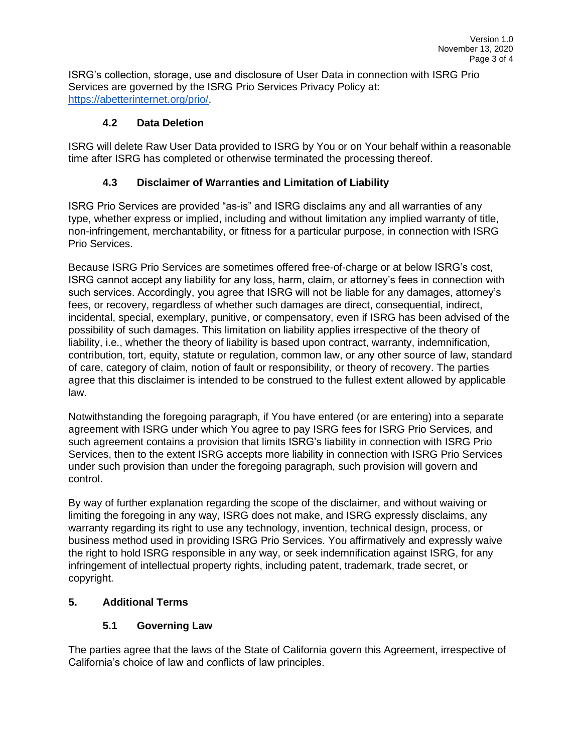ISRG's collection, storage, use and disclosure of User Data in connection with ISRG Prio Services are governed by the ISRG Prio Services Privacy Policy at: [https://abetterinternet.org/prio/](https://abetterinternet.org/prio/).

### 4.2 Data Deletion

ISRG will delete Raw User Data provided to ISRG by You or on Your behalf within a reasonable time after ISRG has completed or otherwise terminated the processing thereof.

### 4.3 Disclaimer of Warranties and Limitation of Liability

ISRG Prio Services are provided "as-is" and ISRG disclaims any and all warranties of any type, whether express or implied, including and without limitation any implied warranty of title, non-infringement, merchantability, or fitness for a particular purpose, in connection with ISRG Prio Services.

Because ISRG Prio Services are sometimes offered free-of-charge or at below ISRG's cost, ISRG cannot accept any liability for any loss, harm, claim, or attorney's fees in connection with such services. Accordingly, you agree that ISRG will not be liable for any damages, attorney's fees, or recovery, regardless of whether such damages are direct, consequential, indirect, incidental, special, exemplary, punitive, or compensatory, even if ISRG has been advised of the possibility of such damages. This limitation on liability applies irrespective of the theory of liability, i.e., whether the theory of liability is based upon contract, warranty, indemnification, contribution, tort, equity, statute or regulation, common law, or any other source of law, standard of care, category of claim, notion of fault or responsibility, or theory of recovery. The parties agree that this disclaimer is intended to be construed to the fullest extent allowed by applicable law.

Notwithstanding the foregoing paragraph, if You have entered (or are entering) into a separate agreement with ISRG under which You agree to pay ISRG fees for ISRG Prio Services, and such agreement contains a provision that limits ISRG's liability in connection with ISRG Prio Services, then to the extent ISRG accepts more liability in connection with ISRG Prio Services under such provision than under the foregoing paragraph, such provision will govern and control.

By way of further explanation regarding the scope of the disclaimer, and without waiving or limiting the foregoing in any way, ISRG does not make, and ISRG expressly disclaims, any warranty regarding its right to use any technology, invention, technical design, process, or business method used in providing ISRG Prio Services. You affirmatively and expressly waive the right to hold ISRG responsible in any way, or seek indemnification against ISRG, for any infringement of intellectual property rights, including patent, trademark, trade secret, or copyright.

## 5. Additional Terms

### 5.1 Governing Law

The parties agree that the laws of the State of California govern this Agreement, irrespective of California's choice of law and conflicts of law principles.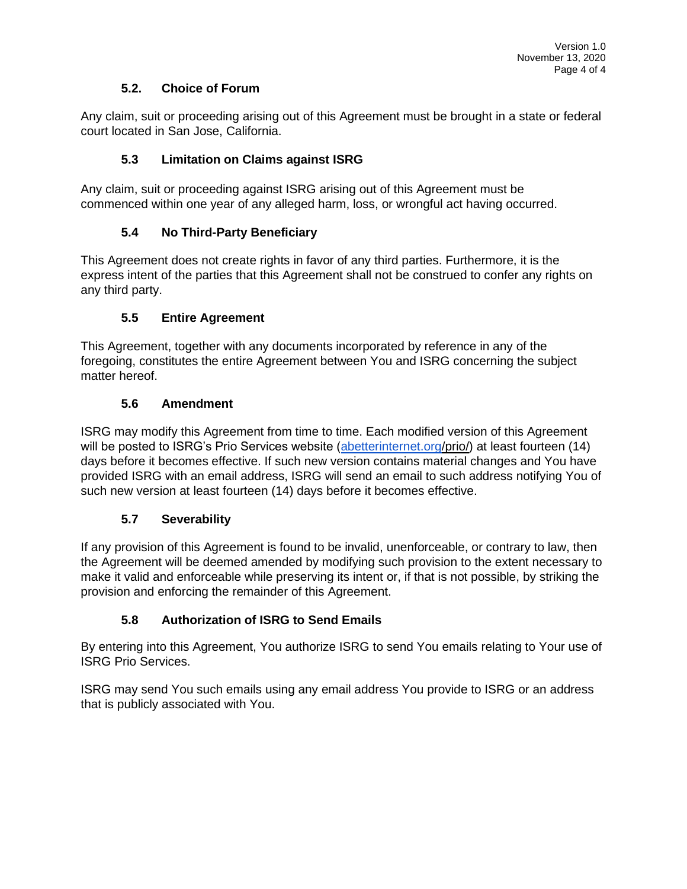### 5.2. Choice of Forum

Any claim, suit or proceeding arising out of this Agreement must be brought in a state or federal court located in San Jose, California.

### 5.3 Limitation on Claims against ISRG

Any claim, suit or proceeding against ISRG arising out of this Agreement must be commenced within one year of any alleged harm, loss, or wrongful act having occurred.

### 5.4 No Third-Party Beneficiary

This Agreement does not create rights in favor of any third parties. Furthermore, it is the express intent of the parties that this Agreement shall not be construed to confer any rights on any third party.

### 5.5 Entire Agreement

This Agreement, together with any documents incorporated by reference in any of the foregoing, constitutes the entire Agreement between You and ISRG concerning the subject matter hereof.

### 5.6 Amendment

ISRG may modify this Agreement from time to time. Each modified version of this Agreement will be posted to ISRG's Prio Services website (abetterinternet.org/prio/) at least fourteen (14) days before it becomes effective. If such new version contains material changes and You have provided ISRG with an email address, ISRG will send an email to such address notifying You of such new version at least fourteen (14) days before it becomes effective.

### 5.7 Severability

If any provision of this Agreement is found to be invalid, unenforceable, or contrary to law, then the Agreement will be deemed amended by modifying such provision to the extent necessary to make it valid and enforceable while preserving its intent or, if that is not possible, by striking the provision and enforcing the remainder of this Agreement.

### 5.8 Authorization of ISRG to Send Emails

By entering into this Agreement, You authorize ISRG to send You emails relating to Your use of ISRG Prio Services.

ISRG may send You such emails using any email address You provide to ISRG or an address that is publicly associated with You.